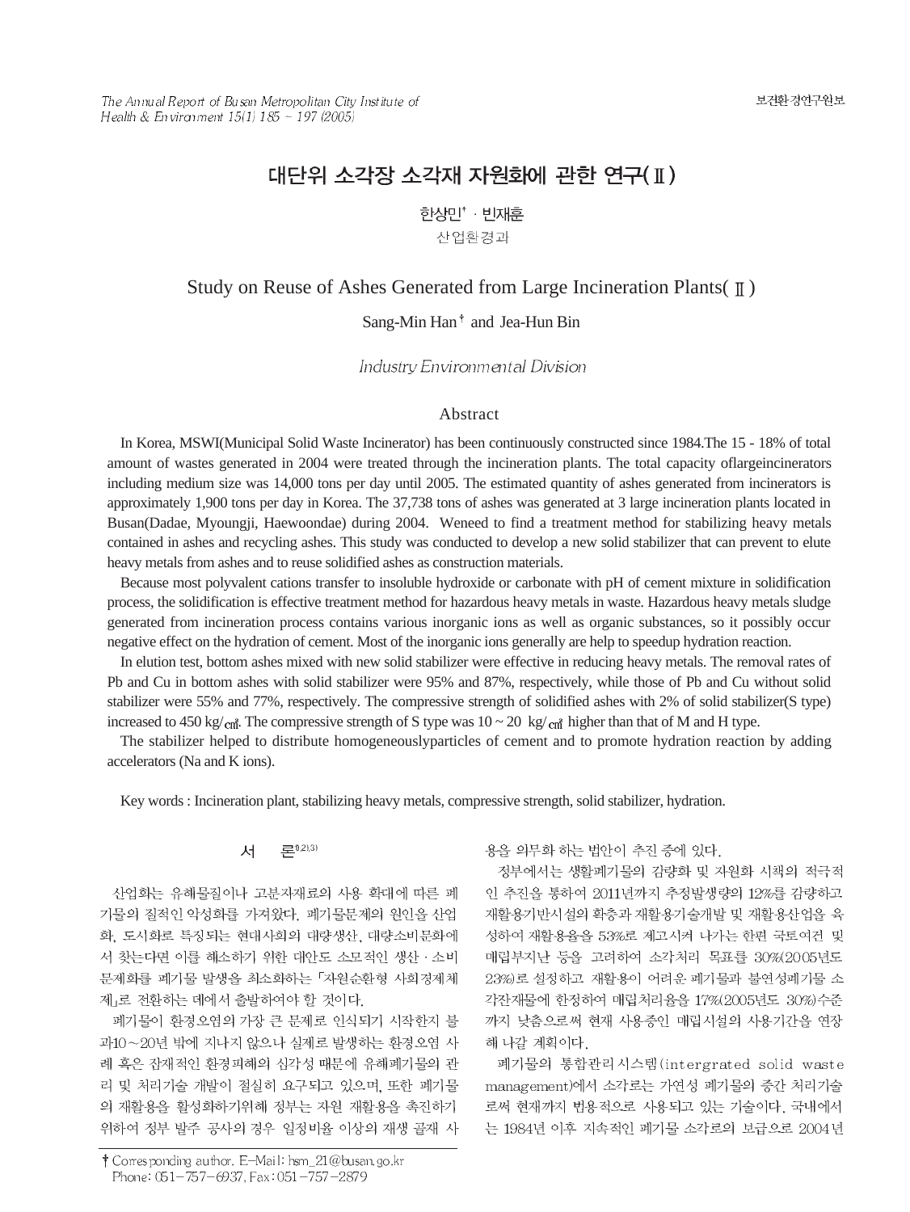# 대단위 소각장 소각재 자원화에 관한 연구(Ⅱ)

한상민† · 빈재훈

산업환경과

# Study on Reuse of Ashes Generated from Large Incineration Plants(Ⅱ)

Sang-Min Han† and Jea-Hun Bin

*Industry Environmental Division*

## Abstract

In Korea, MSWI(Municipal Solid Waste Incinerator) has been continuously constructed since 1984.The 15 - 18% of total amount of wastes generated in 2004 were treated through the incineration plants. The total capacity oflargeincinerators including medium size was 14,000 tons per day until 2005. The estimated quantity of ashes generated from incinerators is approximately 1,900 tons per day in Korea. The 37,738 tons of ashes was generated at 3 large incineration plants located in Busan(Dadae, Myoungji, Haewoondae) during 2004. Weneed to find a treatment method for stabilizing heavy metals contained in ashes and recycling ashes. This study was conducted to develop a new solid stabilizer that can prevent to elute heavy metals from ashes and to reuse solidified ashes as construction materials.

Because most polyvalent cations transfer to insoluble hydroxide or carbonate with pH of cement mixture in solidification process, the solidification is effective treatment method for hazardous heavy metals in waste. Hazardous heavy metals sludge generated from incineration process contains various inorganic ions as well as organic substances, so it possibly occur negative effect on the hydration of cement. Most of the inorganic ions generally are help to speedup hydration reaction.

In elution test, bottom ashes mixed with new solid stabilizer were effective in reducing heavy metals. The removal rates of Pb and Cu in bottom ashes with solid stabilizer were 95% and 87%, respectively, while those of Pb and Cu without solid stabilizer were 55% and 77%, respectively. The compressive strength of solidified ashes with 2% of solid stabilizer(S type) increased to 450 kg/㎠. The compressive strength of S type was 10 ~ 20 kg/㎠ higher than that of M and H type.

The stabilizer helped to distribute homogeneouslyparticles of cement and to promote hydration reaction by adding accelerators (Na and K ions).

Key words : Incineration plant, stabilizing heavy metals, compressive strength, solid stabilizer, hydration.

## 서 론[1,2,3)]

산업화는 유해물질이나 고분자재료의 사용 확대에 따른 폐기물의 질적인 악성화를 가져왔다. 폐기물문제의 원인을 산업화, 도시화로 특징되는 현대사회의 대량생산, 대량소비문화에서 찾는다면 이를 해소하기 위한 대안도 소모적인 생산 · 소비 문제화를 폐기물 발생을 최소화하는 「자원순환형 사회경제체제」로 전환하는 데에서 출발하여야 할 것이다.

폐기물이 환경오염의 가장 큰 문제로 인식되기 시작한지 불과10～20년 밖에 지나지 않으나 실제로 발생하는 환경오염 사례 혹은 잠재적인 환경피해의 심각성 때문에 유해폐기물의 관리 및 처리기술 개발이 절실히 요구되고 있으며, 또한 폐기물의 재활용을 활성화하기위해 정부는 자원 재활용을 촉진하기 위하여 정부 발주 공사의 경우 일정비율 이상의 재생 골재 사용을 의무화 하는 법안이 추진 중에 있다.

정부에서는 생활폐기물의 감량화 및 자원화 시책의 적극적인 추진을 통하여 2011년까지 추정발생량의 12%를 감량하고 재활용기반시설의 확충과 재활용기술개발 및 재활용산업을 육성하여 재활용율을 53%로 제고시켜 나가는 한편 국토여건 및 매립부지난 등을 고려하여 소각처리 목표를 30%(2005년도 23%)로 설정하고 재활용이 어려운 폐기물과 불연성폐기물 소각잔재물에 한정하여 매립처리율을 17%(2005년도 30%)수준까지 낮춤으로써 현재 사용중인 매립시설의 사용기간을 연장해 나갈 계획이다.

폐기물의 통합관리시스템(intergrated solid waste management)에서 소각로는 가연성 폐기물의 중간 처리기술로써 현재까지 범용적으로 사용되고 있는 기술이다. 국내에서는 1984년 이후 지속적인 폐기물 소각로의 보급으로 2004년

† Corresponding author. E-Mail: hsm_21@busan.go.kr
Phone: 051-757-6937, Fax: 051-757-2879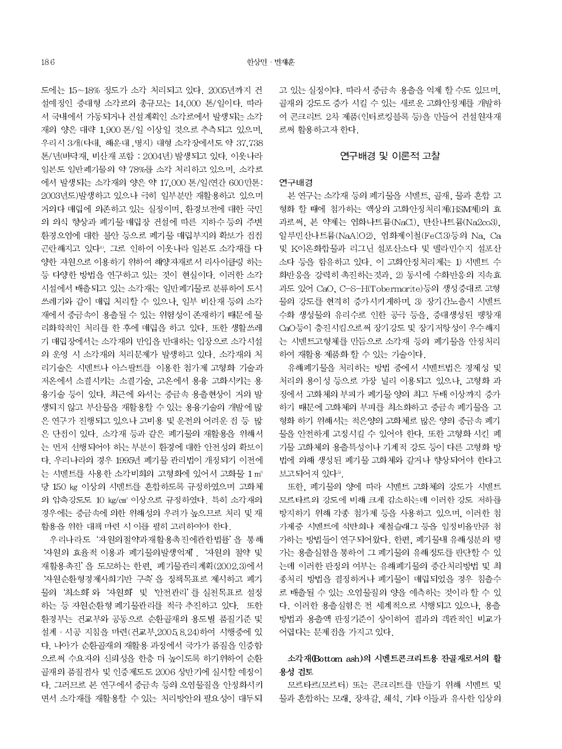도에는 15~18% 정도가 소각 처리되고 있다. 2005년까지 건설예정인 중대형 소각로의 총규모는 14,000 톤/일이다. 따라서 국내에서 가동되거나 건설계획인 소각로에서 발생되는 소각재의 양은 대략 1,900 톤/일 이상일 것으로 추측되고 있으며, 우리시 3개(다대, 해운대 ,명지) 대형 소각장에서도 약 37,738 톤/년(바닥재, 비산재 포함 : 2004년) 발생되고 있다. 이웃나라 일본도 일반폐기물의 약 78%를 소각 처리하고 있으며, 소각로에서 발생되는 소각재의 양은 약 17,000 톤/일(연간 600만톤: 2003년도)발생하고 있으나 극히 일부분만 재활용하고 있으며 거의다 매립에 의존하고 있는 실정이며, 환경보전에 대한 국민의 의식 향상과 폐기물 매립장 건설에 따른 지하수 등의 주변 환경오염에 대한 불안 등으로 폐기물 매립부지의 확보가 점점 곤란해지고 있다[4]. 그로 인하여 이웃나라 일본도 소각재를 다양한 자원으로 이용하기 위하여 해양자재로서 리사이클링 하는 등 다양한 방법을 연구하고 있는 것이 현실이다. 이러한 소각시설에서 배출되고 있는 소각재는 일반폐기물로 분류하여 도시 쓰레기와 같이 매립 처리할 수 있으나, 일부 비산재 등의 소각재에서 중금속이 용출될 수 있는 위험성이 존재하기 때문에 물리화학적인 처리를 한 후에 매립을 하고 있다. 또한 생활쓰레기 매립장에서는 소각재의 반입을 반대하는 입장으로 소각시설의 운영 시 소각재의 처리문제가 발생하고 있다. 소각재의 처리기술은 시멘트나 아스팔트를 이용한 첨가제 고형화 기술과 저온에서 소결시키는 소결기술, 고온에서 용융 고화시키는 용융기술 등이 있다. 최근에 와서는 중금속 용출현상이 거의 발생되지 않고 부산물을 재활용할 수 있는 용융기술의 개발에 많은 연구가 진행되고 있으나 고비용 및 운전의 어려운 점 등 많은 단점이 있다. 소각재 등과 같은 폐기물의 재활용을 위해서는 먼저 선행되어야 하는 부분이 환경에 대한 안전성의 확보이다. 우리나라의 경우 1995년 폐기물 관리법이 개정되기 이전에는 시멘트를 사용한 소각비회의 고형화에 있어서 고화물 1 $m^3$ 당 150 kg 이상의 시멘트를 혼합하도록 규정하였으며 고화체의 압축강도도 10 kg/$cm^2$ 이상으로 규정하였다. 특히 소각재의 경우에는 중금속에 의한 위해성의 우려가 높으므로 처리 및 재활용을 위한 대책 마련 시 이를 필히 고려하여야 한다.

우리나라도 '자원의절약과재활용촉진에관한법률'을 통해 '자원의 효율적 이용과 폐기물의발생억제', '자원의 절약 및 재활용촉진'을 도모하는 한편, 폐기물관리계획(2002.3)에서 '자원순환형경제사회기반 구축'을 정책목표로 제시하고 폐기물의 '최소화'와 '자원화' 및 '안전관리'를 실천목표로 설정하는 등 자원순환형 폐기물관리를 적극 추진하고 있다. 또한 환경부는 건교부와 공동으로 순환골재의 용도별 품질기준 및 설계 · 시공 지침을 마련(건교부,2005.8.24)하여 시행중에 있다. 나아가 순환골재의 재활용 과정에서 국가가 품질을 인증함으로써 수요자의 신뢰성을 한층 더 높이도록 하기위하여 순환골재의 품질검사 및 인증제도도 2006 상반기에 실시할 예정이다. 그러므로 본 연구에서 중금속 등의 오염물질을 안정화시키면서 소각재를 재활용할 수 있는 처리방안의 필요성이 대두되고 있는 실정이다. 따라서 중금속 용출을 억제 할 수도 있으며, 골재의 강도도 증가 시킬 수 있는 새로운 고화안정제를 개발하여 콘크리트 2차 제품(인터로킹블록 등)을 만들어 건설원자재로써 활용하고자 한다.

## 연구배경 및 이론적 고찰

### 연구배경

본 연구는 소각재 등의 폐기물을 시멘트, 골재, 물과 혼합 고형화 할 때에 첨가하는 액상의 고화안정처리제(HSM제)의 효과로써, 본 약제는 염화나트륨(NaCl), 탄산나트륨(Na2co3), 알루민산나트륨(NaAlO2), 염화제이철(FeCl3)등의 Na, Ca 및 K이온화합물과 리그닌 설포산소다 및 멜라민수지 설포산소다 등을 함유하고 있다. 이 고화안정처리제는 1) 시멘트 수화반응을 강력히 촉진하는것과, 2) 동시에 수화반응의 지속효과도 있어 CaO, C-S-H(Tobermorite)등의 생성증대로 고형물의 강도를 현격히 증가시키게하며, 3) 장기간노출시 시멘트 수화 생성물의 유리수로 인한 공극 등을, 증대생성된 팽창재 CaO등이 충진시킴으로써 장기강도 및 장기저항성이 우수해지는 시멘트고형체를 만듬으로 소각재 등의 폐기물을 안정처리하여 재활용 제품화 할 수 있는 기술이다.

유해폐기물을 처리하는 방법 중에서 시멘트법은 경제성 및 처리의 용이성 등으로 가장 널리 이용되고 있으나, 고형화 과정에서 고화체의 부피가 폐기물 양의 최고 두배 이상까지 증가하기 때문에 고화체의 부피를 최소화하고 중금속 폐기물을 고형화 하기 위해서는 적은양의 고화체로 많은 양의 중금속 폐기물을 안전하게 고정시킬 수 있어야 한다. 또한 고형화 시킨 폐기물 고화체의 용출특성이나 기계적 강도 등이 다른 고형화 방법에 의해 생성된 폐기물 고화체와 같거나 향상되어야 한다고 보고되어져 있다[5].

또한, 폐기물의 양에 따라 시멘트 고화체의 강도가 시멘트 모르타르의 강도에 비해 크게 감소하는데 이러한 강도 저하를 방지하기 위해 각종 첨가제 등을 사용하고 있으며, 이러한 첨가제중 시멘트에 석탄회나 제철슬래그 등을 일정비율만큼 첨가하는 방법들이 연구되어왔다. 한편, 폐기물내 유해성분의 평가는 용출실험을 통하여 그 폐기물의 유해정도를 판단할 수 있는데 이러한 판정의 여부는 유해폐기물의 중간처리방법 및 최종처리 방법을 결정하거나 폐기물이 매립되었을 경우 침출수로 배출될 수 있는 오염물질의 양을 예측하는 것이라 할 수 있다. 이러한 용출실험은 전 세계적으로 시행되고 있으나, 용출방법과 용출액 판정기준이 상이하여 결과의 객관적인 비교가 어렵다는 문제점을 가지고 있다.

### 소각재(Bottom ash)의 시멘트콘크리트용 잔골재로서의 활용성 검토

모르타르(모르터) 또는 콘크리트를 만들기 위해 시멘트 및 물과 혼합하는 모래, 장자갈, 쇄석, 기타 이들과 유사한 입상의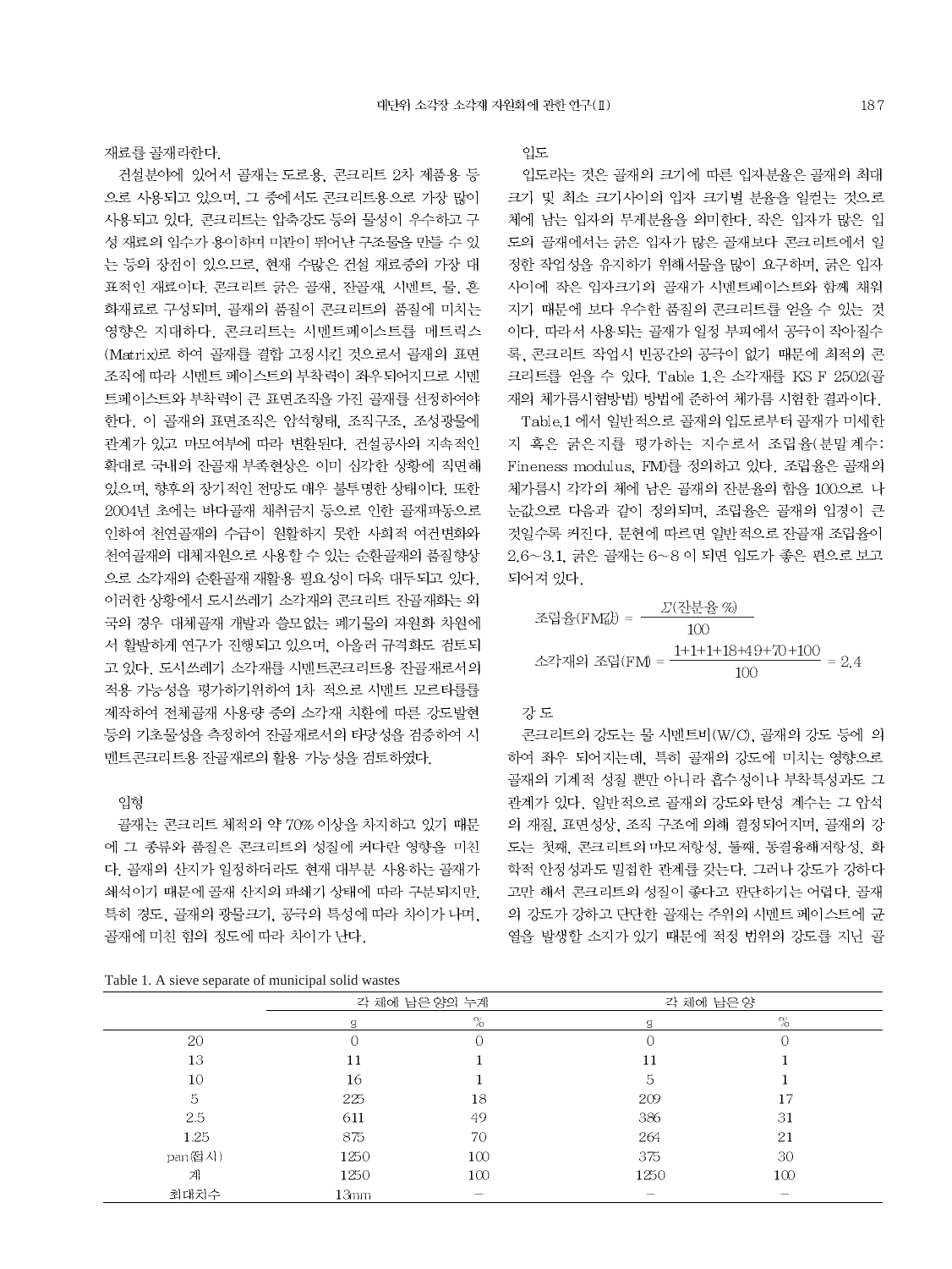재료를 골재라한다.

건설분야에 있어서 골재는 도로용, 콘크리트 2차 제품용 등으로 사용되고 있으며, 그 중에서도 콘크리트용으로 가장 많이 사용되고 있다. 콘크리트는 압축강도 등의 물성이 우수하고 구성 재료의 입수가 용이하며 미관이 뛰어난 구조물을 만들 수 있는 등의 장점이 있으므로, 현재 수많은 건설 재료중의 가장 대표적인 재료이다. 콘크리트 굵은 골재, 잔골재, 시멘트, 물, 혼화재료로 구성되며, 골재의 품질이 콘크리트의 품질에 미치는 영향은 지대하다. 콘크리트는 시멘트페이스트를 메트릭스(Matrix)로 하여 골재를 결합 고정시킨 것으로서 골재의 표면조직에 따라 시멘트 페이스트의 부착력이 좌우되어지므로 시멘트페이스트와 부착력이 큰 표면조직을 가진 골재를 선정하여야 한다. 이 골재의 표면조직은 암석형태, 조직구조, 조성광물에 관계가 있고 마모여부에 따라 변환된다. 건설공사의 지속적인 확대로 국내의 잔골재 부족현상은 이미 심각한 상황에 직면해 있으며, 향후의 장기적인 전망도 매우 불투명한 상태이다. 또한 2004년 초에는 바다골재 채취금지 등으로 인한 골재파동으로 인하여 천연골재의 수급이 원활하지 못한 사회적 여건변화와 천여골재의 대체자원으로 사용할 수 있는 순환골재의 품질향상으로 소각재의 순환골재 재활용 필요성이 더욱 대두되고 있다. 이러한 상황에서 도시쓰레기 소각재의 콘크리트 잔골재화는 외국의 경우 대체골재 개발과 쓸모없는 폐기물의 자원화 차원에서 활발하게 연구가 진행되고 있으며, 아울러 규격화도 검토되고 있다. 도시쓰레기 소각재를 시멘트콘크리트용 잔골재로서의 적용 가능성을 평가하기위하여 1차 적으로 시멘트 모르타를를 제작하여 전체골재 사용량 중의 소각재 치환에 따른 강도발현 등의 기초물성을 측정하여 잔골재로서의 타당성을 검증하여 시멘트콘크리트용 잔골재로의 활용 가능성을 검토하였다.

### 입형

골재는 콘크리트 체적의 약 70% 이상을 차지하고 있기 때문에 그 종류와 품질은 콘크리트의 성질에 커다란 영향을 미친다. 골재의 산지가 일정하더라도 현재 대부분 사용하는 골재가 쇄석이기 때문에 골재 산지의 파쇄기 상태에 따라 구분되지만, 특히 경도, 골재의 광물크기, 공극의 특성에 따라 차이가 나며, 골재에 미친 힘의 정도에 따라 차이가 난다.

### 입도

입도라는 것은 골재의 크기에 따른 입자분율은 골재의 최대크기 및 최소 크기사이의 입자 크기별 분율을 일컫는 것으로 체에 남는 입자의 무게분율을 의미한다. 작은 입자가 많은 입도의 골재에서는 굵은 입자가 많은 골재보다 콘크리트에서 일정한 작업성을 유지하기 위해서물을 많이 요구하며, 굵은 입자사이에 작은 입자크기의 골재가 시멘트페이스트와 함께 채워지기 때문에 보다 우수한 품질의 콘크리트를 얻을 수 있는 것이다. 따라서 사용되는 골재가 일정 부피에서 공극이 작아질수록, 콘크리트 작업시 빈공간의 공극이 없기 때문에 최적의 콘크리트를 얻을 수 있다. Table 1.은 소각재를 KS F 2502(골재의 체가름시험방법) 방법에 준하여 체가름 시험한 결과이다.

Table.1 에서 일반적으로 골재의 입도로부터 골재가 미세한지 혹은 굵은지를 평가하는 지수로서 조립율(분말계수: Fineness modulus, FM)를 정의하고 있다. 조립율은 골재의 체가름시 각각의 체에 남은 골재의 잔분율의 합을 100으로 나눈값으로 다음과 같이 정의되며, 조립율은 골재의 입경이 큰 것일수록 커진다. 문헌에 따르면 일반적으로 잔골재 조립율이 2.6~3.1, 굵은 골재는 6~8 이 되면 입도가 좋은 편으로 보고되어져 있다.

$$\text{조립율(FM값)} = \frac{\Sigma(\text{잔분율 \%})}{100}$$

$$\text{소각재의 조립(FM)} = \frac{1+1+1+18+49+70+100}{100} = 2.4$$

### 강 도

콘크리트의 강도는 물 시멘트비(W/C), 골재의 강도 등에 의하여 좌우 되어지는데, 특히 골재의 강도에 미치는 영향으로 골재의 기계적 성질 뿐만 아니라 흡수성이나 부착특성과도 그 관계가 있다. 일반적으로 골재의 강도와 탄성 계수는 그 암석의 재질, 표면성상, 조직 구조에 의해 결정되어지며, 골재의 강도는 첫째, 콘크리트의 마모저항성, 둘째, 동결융해저항성, 화학적 안정성과도 밀접한 관계를 갖는다. 그러나 강도가 강하다고만 해서 콘크리트의 성질이 좋다고 판단하기는 어렵다. 골재의 강도가 강하고 단단한 골재는 주위의 시멘트 페이스트에 균열을 발생할 소지가 있기 때문에 적정 범위의 강도를 지닌 골

Table 1. A sieve separate of municipal solid wastes

| | 각 체에 남은 양의 누계 | | 각 체에 남은 양 | |
|---|---|---|---|---|
| | g | % | g | % |
| 20 | 0 | 0 | 0 | 0 |
| 13 | 11 | 1 | 11 | 1 |
| 10 | 16 | 1 | 5 | 1 |
| 5 | 225 | 18 | 209 | 17 |
| 2.5 | 611 | 49 | 386 | 31 |
| 1.25 | 875 | 70 | 264 | 21 |
| pan(접시) | 1250 | 100 | 375 | 30 |
| 계 | 1250 | 100 | 1250 | 100 |
| 최대치수 | 13mm | – | – | – |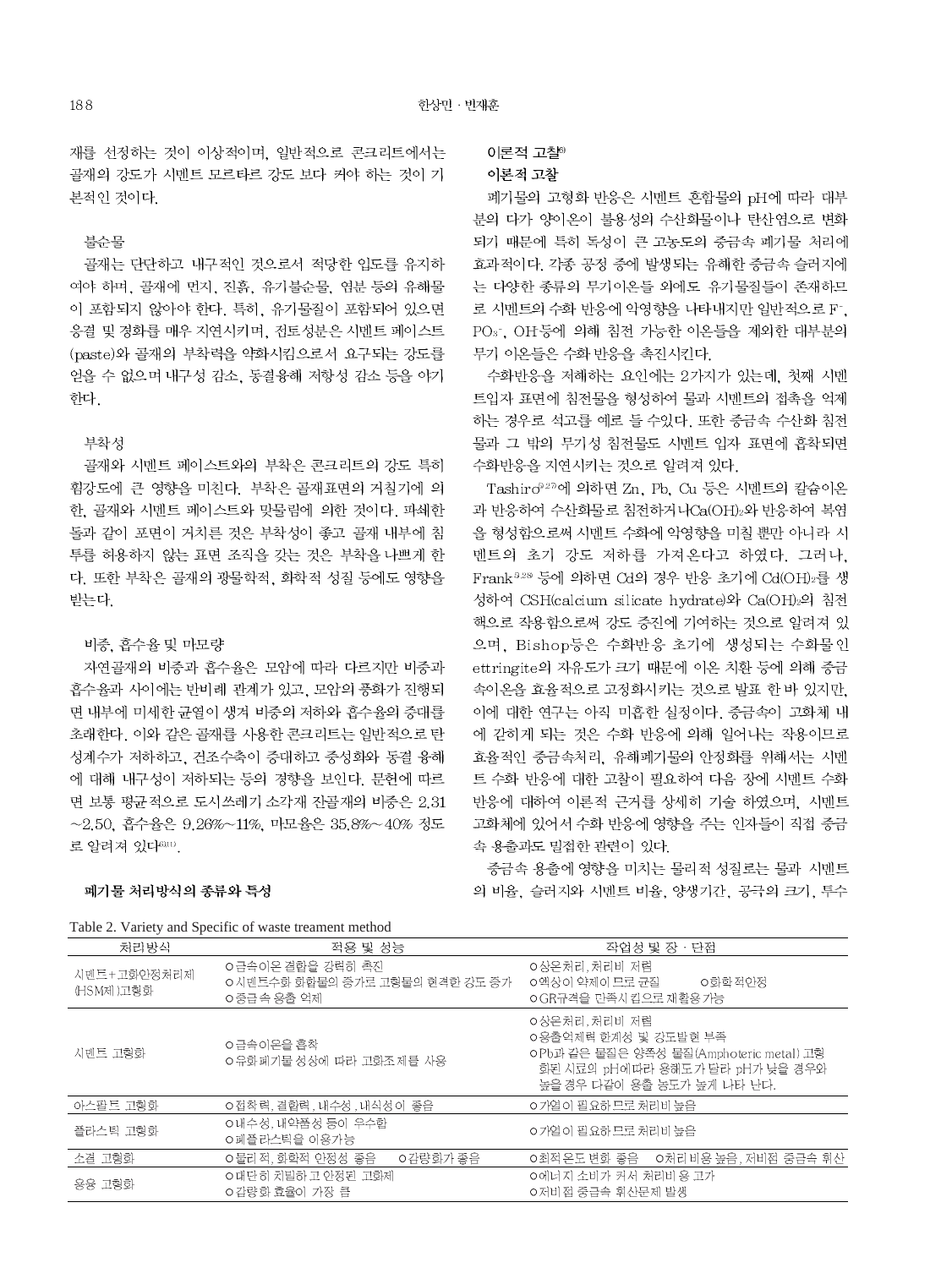재를 선정하는 것이 이상적이며, 일반적으로 콘크리트에서는 골재의 강도가 시멘트 모르타르 강도 보다 커야 하는 것이 기본적인 것이다.

### 불순물

골재는 단단하고 내구적인 것으로서 적당한 입도를 유지하여야 하며, 골재에 먼지, 진흙, 유기불순물, 염분 등의 유해물이 포함되지 않아야 한다. 특히, 유기물질이 포함되어 있으면 응결 및 경화를 매우 지연시키며, 점토성분은 시멘트 페이스트(paste)와 골재의 부착력을 약화시킴으로서 요구되는 강도를 얻을 수 없으며 내구성 감소, 동결융해 저항성 감소 등을 야기한다.

### 부착성

골재와 시멘트 페이스트와의 부착은 콘크리트의 강도 특히 휨강도에 큰 영향을 미친다. 부착은 골재표면의 거칠기에 의한, 골재와 시멘트 페이스트와 맞물림에 의한 것이다. 파쇄한 돌과 같이 표면이 거치른 것은 부착성이 좋고 골재 내부에 침투를 허용하지 않는 표면 조직을 갖는 것은 부착을 나쁘게 한다. 또한 부착은 골재의 광물학적, 화학적 성질 등에도 영향을 받는다.

### 비중, 흡수율 및 마모량

자연골재의 비중과 흡수율은 모암에 따라 다르지만 비중과 흡수율과 사이에는 반비례 관계가 있고, 모암의 풍화가 진행되면 내부에 미세한 균열이 생겨 비중의 저하와 흡수율의 증대를 초래한다. 이와 같은 골재를 사용한 콘크리트는 일반적으로 탄성계수가 저하하고, 건조수축이 증대하고 중성화와 동결 융해에 대해 내구성이 저하되는 등의 경향을 보인다. 문헌에 따르면 보통 평균적으로 도시쓰레기 소각재 잔골재의 비중은 2.31~2.50, 흡수율은 9.26%~11%, 마모율은 35.8%~40% 정도로 알려져 있다[10,11].

## 폐기물 처리방식의 종류와 특성

### 이론적 고찰[9]

### 이론적 고찰

폐기물의 고형화 반응은 시멘트 혼합물의 pH에 따라 대부분의 다가 양이온이 불용성의 수산화물이나 탄산염으로 변화되기 때문에 특히 독성이 큰 고농도의 중금속 폐기물 처리에 효과적이다. 각종 공정 중에 발생되는 유해한 중금속 슬러지에는 다양한 종류의 무기이온들 외에도 유기물질들이 존재하므로 시멘트의 수화 반응에 악영향을 나타내지만 일반적으로 $F^-$, $PO_3^-$, $OH^-$ 등에 의해 침전 가능한 이온들을 제외한 대부분의 무기 이온들은 수화 반응을 촉진시킨다.

수화반응을 저해하는 요인에는 2가지가 있는데, 첫째 시멘트입자 표면에 침전물을 형성하여 물과 시멘트의 접촉을 억제하는 경우로 석고를 예로 들 수있다. 또한 중금속 수산화 침전물과 그 밖의 무기성 침전물도 시멘트 입자 표면에 흡착되면 수화반응을 지연시키는 것으로 알려져 있다.

Tashiro[9,27]에 의하면 Zn, Pb, Cu 등은 시멘트의 칼슘이온과 반응하여 수산화물로 침전하거나 $Ca(OH)_2$와 반응하여 복염을 형성함으로써 시멘트 수화에 악영향을 미칠 뿐만 아니라 시멘트의 초기 강도 저하를 가져온다고 하였다. 그러나, Frank[9,28] 등에 의하면 Cd의 경우 반응 초기에 $Cd(OH)_2$를 생성하여 CSH(calcium silicate hydrate)와 $Ca(OH)_2$의 침전핵으로 작용함으로써 강도 증진에 기여하는 것으로 알려져 있으며, Bishop등은 수화반응 초기에 생성되는 수화물인 ettringite의 자유도가 크기 때문에 이온 치환 등에 의해 중금속이온을 효율적으로 고정화시키는 것으로 발표 한 바 있지만, 이에 대한 연구는 아직 미흡한 실정이다. 중금속이 고화체 내에 갇히게 되는 것은 수화 반응에 의해 일어나는 작용이므로 효율적인 중금속처리, 유해폐기물의 안정화를 위해서는 시멘트 수화 반응에 대한 고찰이 필요하여 다음 장에 시멘트 수화반응에 대하여 이론적 근거를 상세히 기술 하였으며, 시멘트 고화체에 있어서 수화 반응에 영향을 주는 인자들이 직접 중금속 용출과도 밀접한 관련이 있다.

중금속 용출에 영향을 미치는 물리적 성질로는 물과 시멘트의 비율, 슬러지와 시멘트 비율, 양생기간, 공극의 크기, 투수

Table 2. Variety and Specific of waste treament method

| 처리방식 | 적용 및 성능 | 작업성 및 장 · 단점 |
|---|---|---|
| 시멘트+고화안정처리제(HSM제)고형화 | ㅇ금속이온 결합을 강력히 촉진<br>ㅇ시멘트수화 화합물의 증가로 고형물의 현격한 강도 증가<br>ㅇ중금속 용출 억제 | ㅇ상온처리, 처리비 저렴<br>ㅇ액상이 약제이므로 균질 ㅇ화학적안정<br>ㅇGR규격을 만족시킴으로 재활용가능 |
| 시멘트 고형화 | ㅇ금속이온을 흡착<br>ㅇ유해폐기물 성상에 따라 고화조제를 사용 | ㅇ상온처리, 처리비 저렴<br>ㅇ용출억제력 한계성 및 강도발현 부족<br>ㅇPb과 같은 물질은 양쪽성 물질(Amphoteric metal) 고형화된 시료의 pH에따라 용해도가 달라 pH가 낮을 경우와 높을 경우 다같이 용출 농도가 높게 나타 난다. |
| 아스팔트 고형화 | ㅇ접착력, 결합력, 내수성, 내식성이 좋음 | ㅇ가열이 필요하므로 처리비 높음 |
| 플라스틱 고형화 | ㅇ내수성, 내약품성 등이 우수함<br>ㅇ폐플라스틱을 이용가능 | ㅇ가열이 필요하므로 처리비 높음 |
| 소결 고형화 | ㅇ물리적, 화학적 안정성 좋음 ㅇ감량화가 좋음 | ㅇ최적온도 변화 좋음 ㅇ처리비용 높음, 저비점 중금속 휘산 |
| 용융 고형화 | ㅇ대단히 치밀하고 안정된 고화체<br>ㅇ감량화 효율이 가장 큼 | ㅇ에너지 소비가 커서 처리비용 고가<br>ㅇ저비점 중금속 휘산문제 발생 |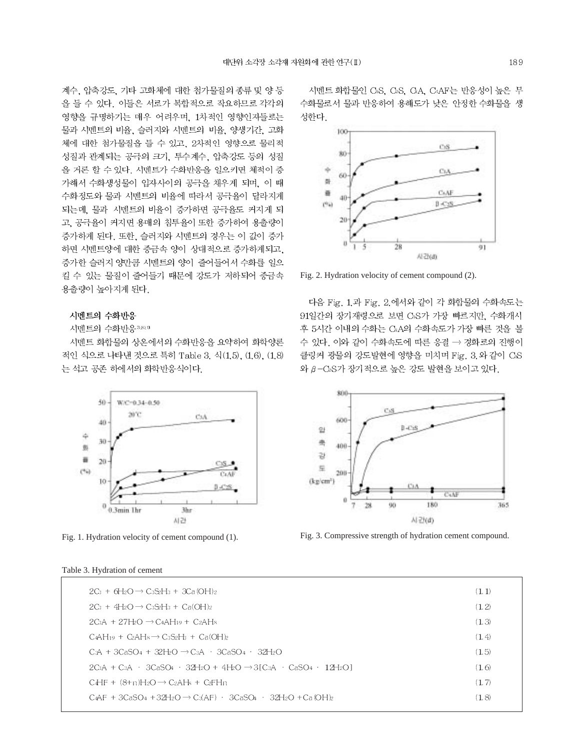계수, 압축강도, 기타 고화체에 대한 첨가물질의 종류 및 양 등을 들 수 있다. 이들은 서로가 복합적으로 작요하므로 각각의 영향을 규명하기는 매우 어려우며, 1차적인 영향인자들로는 물과 시멘트의 비율, 슬러지와 시멘트의 비율, 양생기간, 고화체에 대한 첨가물질을 들 수 있고, 2차적인 영향으로 물리적 성질과 관계되는 공극의 크기, 투수계수, 압축강도 등의 성질을 거론 할 수 있다. 시멘트가 수화반응을 일으키면 체적이 증가해서 수화생성물이 입자사이의 공극을 채우게 되며, 이 때 수화정도와 물과 시멘트의 비율에 따라서 공극율이 달라지게 되는데, 물과 시멘트의 비율이 증가하면 공극율도 커지게 되고, 공극율이 커지면 용매의 침투율이 또한 증가하여 용출량이 증가하게 된다. 또한, 슬러지와 시멘트의 경우는 이 값이 증가하면 시멘트양에 대한 중금속 양이 상대적으로 증가하게되고, 증가한 슬러지 양만큼 시멘트의 양이 줄어들어서 수화를 일으킬 수 있는 물질이 줄어들기 때문에 강도가 저하되어 중금속 용출량이 높아지게 된다.

## 시멘트의 수화반응

시멘트의 수화반응[7,8,9]

시멘트 화합물의 상온에서의 수화반응을 요약하여 화학양론적인 식으로 나타낸 것으로 특히 Table 3. 식(1.5), (1.6), (1.8)는 석고 공존 하에서의 화학반응식이다.

Fig. 1. Hydration velocity of cement compound (1).

시멘트 화합물인 $C_3S$, $C_2S$, $C_3A$, $C_4AF$는 반응성이 높은 무수화물로서 물과 반응하여 용해도가 낮은 안정한 수화물을 생성한다.

Fig. 2. Hydration velocity of cement compound (2).

다음 Fig. 1.과 Fig. 2.에서와 같이 각 화합물의 수화속도는 91일간의 장기재령으로 보면 $C_3S$가 가장 빠르지만, 수화개시 후 5시간 이내의 수화는 $C_3A$의 수화속도가 가장 빠른 것을 볼 수 있다. 이와 같이 수화속도에 따른 응결 → 경화로의 진행이 클링커 광물의 강도발현에 영향을 미치며 Fig. 3.와 같이 $C_3S$와 $\beta-C_2S$가 장기적으로 높은 강도 발현을 보이고 있다.

Fig. 3. Compressive strength of hydration cement compound.

Table 3. Hydration of cement

| Reaction | No. |
|---|---|
| $2C_3 + 6H_2O \rightarrow C_3S_2H_3 + 3Ca(OH)_2$ | (1.1) |
| $2C_2 + 4H_2O \rightarrow C_3S_2H_3 + Ca(OH)_2$ | (1.2) |
| $2C_3A + 27H_2O \rightarrow C_4AH_{19} + C_2AH_8$ | (1.3) |
| $C_4AH_{19} + C_2AH_8 \rightarrow C_3S_2H_3 + Ca(OH)_2$ | (1.4) |
| $C_3A + 3CaSO_4 + 32H_2O \rightarrow C_3A \cdot 3CaSO_4 \cdot 32H_2O$ | (1.5) |
| $2C_3A + C_3A \cdot 3CaSO_4 \cdot 32H_2O + 4H_2O \rightarrow 3[C_3A \cdot CaSO_4 \cdot 12H_2O]$ | (1.6) |
| $C_4HF + (8+n)H_2O \rightarrow C_2AH_8 + C_2FH_n$ | (1.7) |
| $C_4AF + 3CaSO_4 + 32H_2O \rightarrow C_3(AF) \cdot 3CaSO_4 \cdot 32H_2O + Ca(OH)_2$ | (1.8) |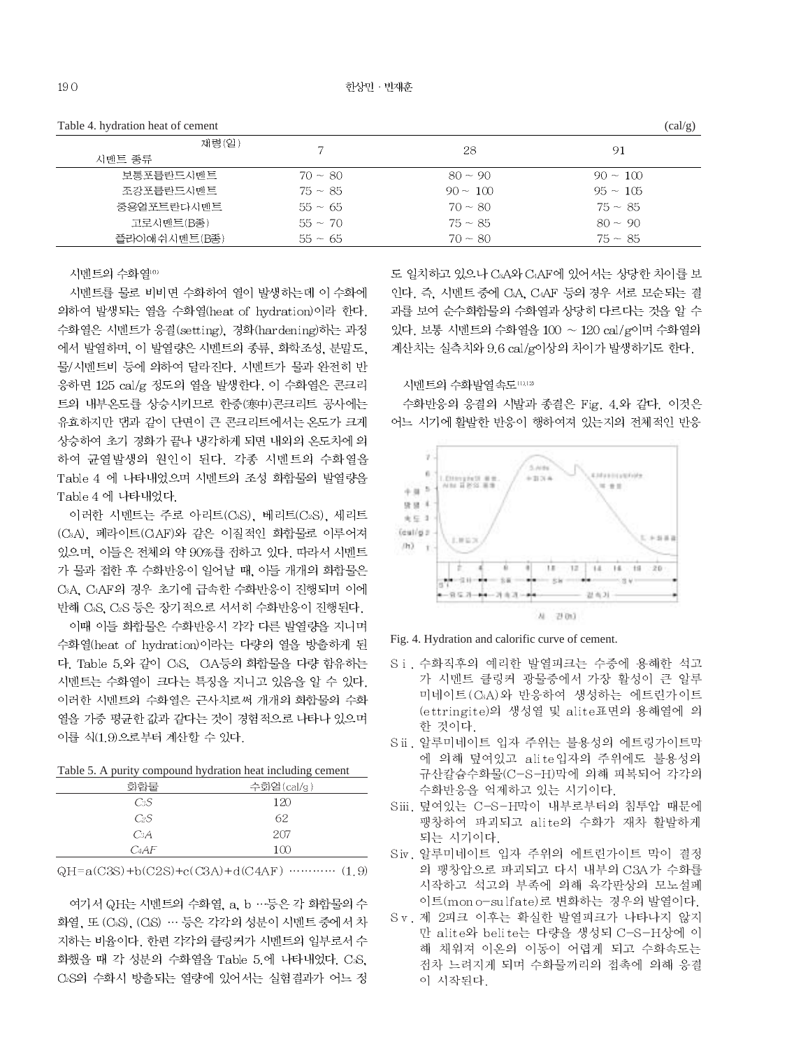Table 4. hydration heat of cement (cal/g)

| 재령(일) / 시멘트 종류 | 7 | 28 | 91 |
|---|---|---|---|
| 보통포틀랜드시멘트 | 70 ~ 80 | 80 ~ 90 | 90 ~ 100 |
| 조강포틀랜드시멘트 | 75 ~ 85 | 90 ~ 100 | 95 ~ 105 |
| 중용열포트랜다시멘트 | 55 ~ 65 | 70 ~ 80 | 75 ~ 85 |
| 고로시멘트(B종) | 55 ~ 70 | 75 ~ 85 | 80 ~ 90 |
| 플라이애쉬시멘트(B종) | 55 ~ 65 | 70 ~ 80 | 75 ~ 85 |

시멘트의 수화열[10]

시멘트를 물로 비비면 수화하여 열이 발생하는데 이 수화에 의하여 발생되는 열을 수화열(heat of hydration)이라 한다. 수화열은 시멘트가 응결(setting), 경화(hardening)하는 과정에서 발열하며, 이 발열량은 시멘트의 종류, 화학조성, 분말도, 물/시멘트비 등에 의하여 달라진다. 시멘트가 물과 완전히 반응하면 125 cal/g 정도의 열을 발생한다. 이 수화열은 콘크리트의 내부온도를 상승시키므로 한중(寒中)콘크리트 공사에는 유효하지만 댐과 같이 단면이 큰 콘크리트에서는 온도가 크게 상승하여 초기 경화가 끝나 냉각하게 되면 내외의 온도차에 의하여 균열발생의 원인이 된다. 각종 시멘트의 수화열을 Table 4 에 나타내었으며 시멘트의 조성 화합물의 발열량을 Table 4 에 나타내었다.

이러한 시멘트는 주로 아리트($C_3S$), 베리트($C_2S$), 세리트($C_3A$), 페라이트($C_4AF$)와 같은 이질적인 화합물로 이루어져 있으며, 이들은 전체의 약 90%를 점하고 있다. 따라서 시멘트가 물과 접한 후 수화반응이 일어날 때, 이들 개개의 화합물은 $C_3A$, $C_4AF$의 경우 초기에 급속한 수화반응이 진행되며 이에 반해 $C_3S$, $C_2S$ 등은 장기적으로 서서히 수화반응이 진행된다.

이때 이들 화합물은 수화반응시 각각 다른 발열량을 지니며 수화열(heat of hydration)이라는 다량의 열을 방출하게 된다. Table 5.와 같이 $C_3S$, $C_3A$등의 화합물을 다량 함유하는 시멘트는 수화열이 크다는 특징을 지니고 있음을 알 수 있다. 이러한 시멘트의 수화열은 근사치로써 개개의 화합물의 수화열을 가중 평균한 값과 같다는 것이 경험적으로 나타나 있으며 이를 식(1.9)으로부터 계산할 수 있다.

Table 5. A purity compound hydration heat including cement

| 화합물 | 수화열(cal/g) |
|---|---|
| $C_3S$ | 120 |
| $C_2S$ | 62 |
| $C_3A$ | 207 |
| $C_4AF$ | 100 |

$$QH=a(C3S)+b(C2S)+c(C3A)+d(C4AF) \quad \cdots\cdots\cdots\cdots (1.9)$$

여기서 QH는 시멘트의 수화열, a, b …등은 각 화합물의 수화열, 또 ($C_3S$), ($C_2S$) … 등은 각각의 성분이 시멘트 중에서 차지하는 비율이다. 한편 각각의 클링커가 시멘트의 일부로서 수화했을 때 각 성분의 수화열을 Table 5.에 나타내었다. $C_3S$, $C_2S$의 수화시 방출되는 열량에 있어서는 실험결과가 어느 정도 일치하고 있으나 $C_3A$와 $C_4AF$에 있어서는 상당한 차이를 보인다. 즉, 시멘트 중에 $C_3A$, $C_4AF$ 등의 경우 서로 모순되는 결과를 보여 순수화합물의 수화열과 상당히 다르다는 것을 알 수 있다. 보통 시멘트의 수화열을 100 ~ 120 cal/g이며 수화열의 계산치는 실측치와 9.6 cal/g이상의 차이가 발생하기도 한다.

시멘트의 수화발열속도[11,12]

수화반응의 응결의 시발과 종결은 Fig. 4.와 같다. 이것은 어느 시기에 활발한 반응이 행하여져 있는지의 전체적인 반응

Fig. 4. Hydration and calorific curve of cement.

- Si. 수화직후의 예리한 발열피크는 수중에 용해한 석고가 시멘트 클링커 광물중에서 가장 활성이 큰 알루미네이트($C_3A$)와 반응하여 생성하는 에트린가이트(ettringite)의 생성열 및 alite표면의 용해열에 의한 것이다.
- Sii. 알루미네이트 입자 주위는 불용성의 에트링가이트막에 의해 덮여있고 alite입자의 주위에도 불용성의 규산칼슘수화물(C-S-H)막에 의해 피복되어 각각의 수화반응을 억제하고 있는 시기이다.
- Siii. 덮여있는 C-S-H막이 내부로부터의 침투압 때문에 팽창하여 파괴되고 alite의 수화가 재차 활발하게 되는 시기이다.
- Siv. 알루미네이트 입자 주위의 에트린가이트 막이 결정의 팽창압으로 파괴되고 다시 내부의 C3A가 수화를 시작하고 석고의 부족에 의해 육각판상의 모노설페이트(mono-sulfate)로 변화하는 경우의 발열이다.
- Sv. 제 2피크 이후는 확실한 발열피크가 나타나지 않지만 alite와 belite는 다량을 생성되 C-S-H상에 이해 채워져 이온의 이동이 어렵게 되고 수화속도는 점차 느려지게 되며 수화물끼리의 접촉에 의해 응결이 시작된다.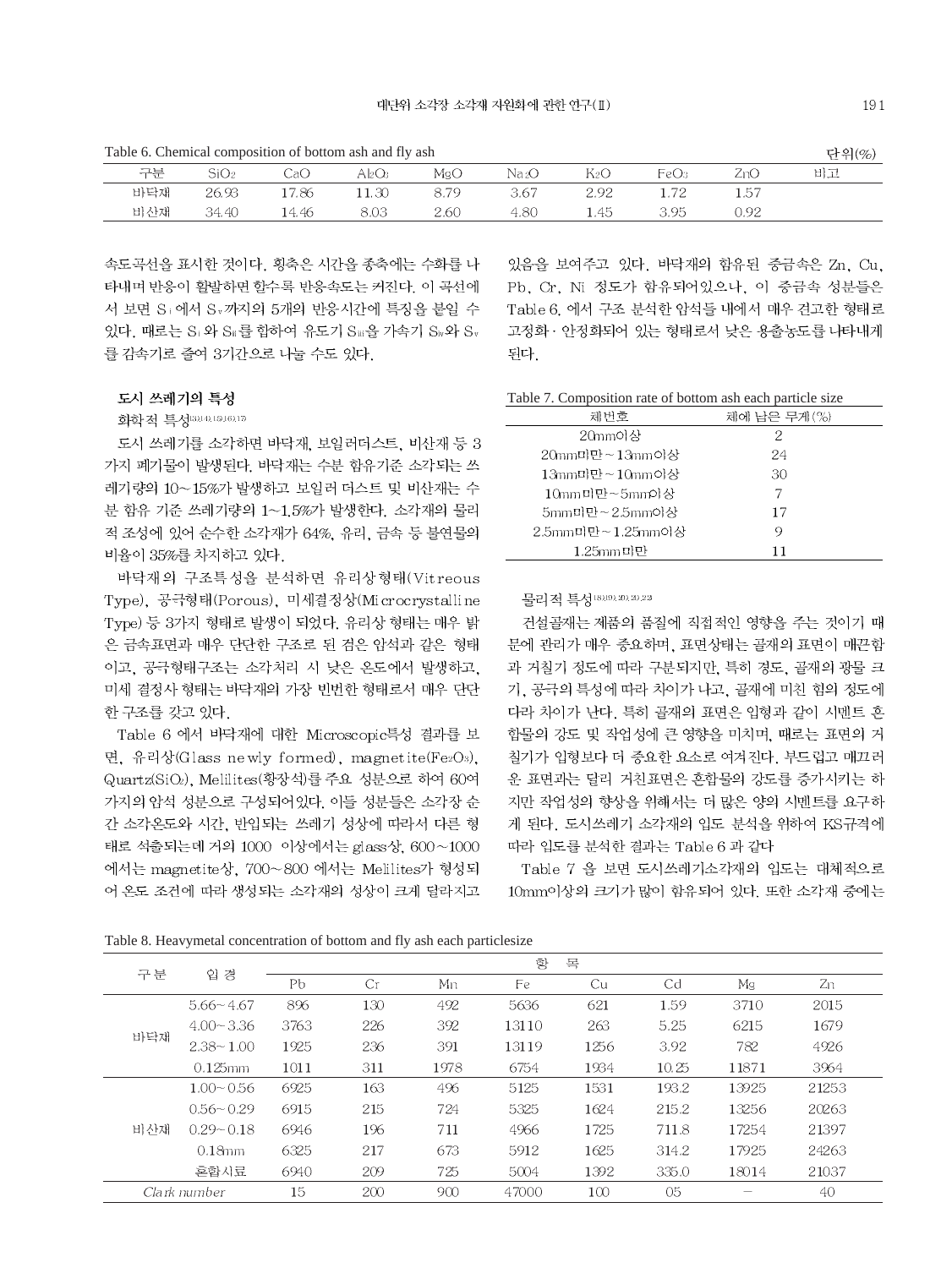Table 6. Chemical composition of bottom ash and fly ash

단위(%)

| 구분 | $SiO_2$ | CaO | $Al_2O_3$ | MgO | $Na_2O$ | $K_2O$ | $FeO_3$ | ZnO | 비고 |
|---|---|---|---|---|---|---|---|---|---|
| 바닥재 | 26.93 | 17.86 | 11.30 | 8.79 | 3.67 | 2.92 | 1.72 | 1.57 | |
| 비산재 | 34.40 | 14.46 | 8.03 | 2.60 | 4.80 | 1.45 | 3.95 | 0.92 | |

속도곡선을 표시한 것이다. 횡축은 시간을 종축에는 수화를 나타내며 반응이 활발하면 할수록 반응속도는 커진다. 이 곡선에서 보면 $S_{i}$ 에서 $S_{v}$ 까지의 5개의 반응시간에 특징을 붙일 수 있다. 때로는 $S_{i}$ 와 $S_{ii}$ 를 합하여 유도기 $S_{iii}$ 을 가속기 $S_{iv}$ 와 $S_{v}$ 를 감속기로 줄여 3기간으로 나눌 수도 있다.

### 도시 쓰레기의 특성

화학적 특성[13,14,15,16,17]

도시 쓰레기를 소각하면 바닥재, 보일러더스트, 비산재 등 3가지 폐기물이 발생된다. 바닥재는 수분 함유기준 소각되는 쓰레기량의 10~15%가 발생하고 보일러 더스트 및 비산재는 수분 함유 기준 쓰레기량의 1~1.5%가 발생한다. 소각재의 물리적 조성에 있어 순수한 소각재가 64%, 유리, 금속 등 불연물의 비율이 35%를 차지하고 있다.

바닥재의 구조특성을 분석하면 유리상형태(Vitreous Type), 공극형태(Porous), 미세결정상(Microcrystalline Type) 등 3가지 형태로 발생이 되었다. 유리상 형태는 매우 밝은 금속표면과 매우 단단한 구조로 된 검은 암석과 같은 형태이고, 공극형태구조는 소각처리 시 낮은 온도에서 발생하고, 미세 결정사 형태는 바닥재의 가장 빈번한 형태로서 매우 단단한 구조를 갖고 있다.

Table 6 에서 바닥재에 대한 Microscopic특성 결과를 보면, 유리상(Glass newly formed), magnetite($Fe_2O_3$), Quartz($SiO_2$), Melilites(황장석)를 주요 성분으로 하여 60여가지의 암석 성분으로 구성되어있다. 이들 성분들은 소각장 순간 소각온도와 시간, 반입되는 쓰레기 성상에 따라서 다른 형태로 석출되는데 거의 1000 이상에서는 glass상, 600~1000 에서는 magnetite상, 700~800 에서는 Melilites가 형성되어 온도 조건에 따라 생성되는 소각재의 성상이 크게 달라지고 있음을 보여주고 있다. 바닥재의 함유된 중금속은 Zn, Cu, Pb, Cr, Ni 정도가 함유되어있으나, 이 중금속 성분들은 Table 6. 에서 구조 분석한 암석들 내에서 매우 견고한 형태로 고정화·안정화되어 있는 형태로서 낮은 용출농도를 나타내게 된다.

Table 7. Composition rate of bottom ash each particle size

| 체번호 | 체에 남은 무게(%) |
|---|---|
| 20mm이상 | 2 |
| 20mm미만~13mm이상 | 24 |
| 13mm미만~10mm이상 | 30 |
| 10mm미만~5mm이상 | 7 |
| 5mm미만~2.5mm이상 | 17 |
| 2.5mm미만~1.25mm이상 | 9 |
| 1.25mm미만 | 11 |

물리적 특성[18,19,20,20,22]

건설골재는 제품의 품질에 직접적인 영향을 주는 것이기 때문에 관리가 매우 중요하며, 표면상태는 골재의 표면이 매끈함과 거칠기 정도에 따라 구분되지만, 특히 경도, 골재의 광물 크기, 공극의 특성에 따라 차이가 나고, 골재에 미친 힘의 정도에 다라 차이가 난다. 특히 골재의 표면은 입형과 같이 시멘트 혼합물의 강도 및 작업성에 큰 영향을 미치며, 때로는 표면의 거칠기가 입형보다 더 중요한 요소로 여겨진다. 부드럽고 매끄러운 표면과는 달리 거친표면은 혼합물의 강도를 증가시키는 하지만 작업성의 향상을 위해서는 더 많은 양의 시멘트를 요구하게 된다. 도시쓰레기 소각재의 입도 분석을 위하여 KS규격에 따라 입도를 분석한 결과는 Table 6 과 같다

Table 7 을 보면 도시쓰레기소각재의 입도는 대체적으로 10mm이상의 크기가 많이 함유되어 있다. 또한 소각재 중에는

Table 8. Heavymetal concentration of bottom and fly ash each particlesize

| 구분 | 입경 | 항목 | | | | | | | |
|---|---|---|---|---|---|---|---|---|---|
| | | Pb | Cr | Mn | Fe | Cu | Cd | Mg | Zn |
| 바닥재 | 5.66~4.67 | 896 | 130 | 492 | 5636 | 621 | 1.59 | 3710 | 2015 |
| | 4.00~3.36 | 3763 | 226 | 392 | 13110 | 263 | 5.25 | 6215 | 1679 |
| | 2.38~1.00 | 1925 | 236 | 391 | 13119 | 1256 | 3.92 | 782 | 4926 |
| | 0.125mm | 1011 | 311 | 1978 | 6754 | 1934 | 10.25 | 11871 | 3964 |
| 비산재 | 1.00~0.56 | 6925 | 163 | 496 | 5125 | 1531 | 193.2 | 13925 | 21253 |
| | 0.56~0.29 | 6915 | 215 | 724 | 5325 | 1624 | 215.2 | 13256 | 20263 |
| | 0.29~0.18 | 6946 | 196 | 711 | 4966 | 1725 | 711.8 | 17254 | 21397 |
| | 0.18mm | 6325 | 217 | 673 | 5912 | 1625 | 314.2 | 17925 | 24263 |
| | 혼합시료 | 6940 | 209 | 725 | 5004 | 1392 | 335.0 | 18014 | 21037 |
| *Clark number* | | 15 | 200 | 900 | 47000 | 100 | 05 | - | 40 |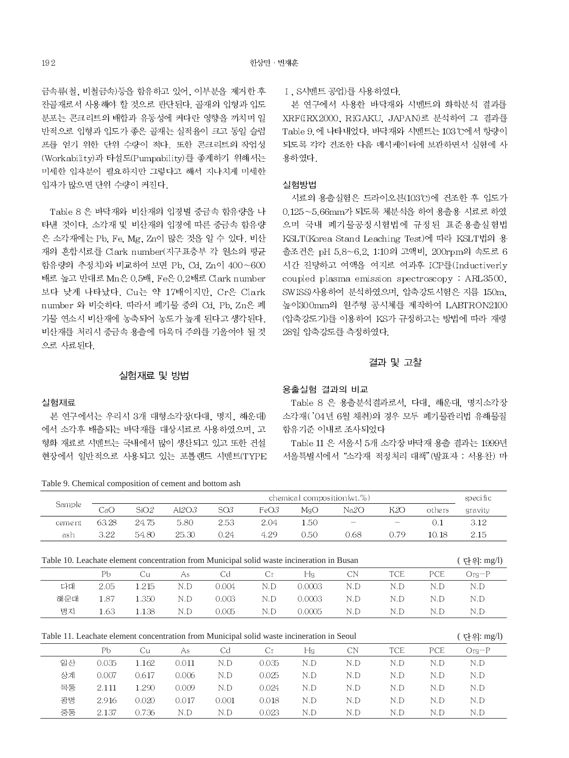금속류(철, 비철금속)등을 함유하고 있어, 이부분을 제거한 후 잔골재로서 사용해야 할 것으로 판단된다. 골재의 입형과 입도 분포는 콘크리트의 배합과 유동성에 커다란 영향을 끼치며 일반적으로 입형과 입도가 좋은 골재는 실적율이 크고 동일 슬럼프를 얻기 위한 단위 수량이 적다. 또한 콘크리트의 작업성(Workability)과 타설도(Pumpability)를 좋게하기 위해서는 미세한 입자분이 필요하지만 그렇다고 해서 지나치게 미세한 입자가 많으면 단위 수량이 커진다.

Table 8 은 바닥재와 비산재의 입경별 중금속 함유량을 나타낸 것이다. 소각재 및 비산재의 입경에 따른 중금속 함유량은 소각재에는 Pb, Fe, Mg, Zn이 많은 것을 알 수 있다. 비산재의 혼합시료를 Clark number(지구표층부 각 원소의 평균 함유량의 추정치)와 비교하여 보면 Pb, Cd, Zn이 400~600배로 높고 반대로 Mn은 0.5배, Fe은 0.2배로 Clark number 보다 낮게 나타났다. Cu는 약 17배이지만, Cr은 Clark number 와 비슷하다. 따라서 폐기물 중의 Cd, Pb, Zn은 폐기물 연소시 비산재에 농축되어 농도가 높게 된다고 생각된다. 비산재를 처리시 중금속 용출에 더욱더 주의를 기울여야 될 것으로 사료된다.

## 실험재료 및 방법

### 실험재료

본 연구에서는 우리시 3개 대형소각장(다대, 명지, 해운대)에서 소각후 배출되는 바닥재를 대상시료로 사용하였으며, 고형화 재료로 시멘트는 국내에서 많이 생산되고 있고 또한 건설현장에서 일반적으로 사용되고 있는 포틀랜드 시멘트(TYPE Ⅰ, S시멘트 공업)를 사용하였다.

본 연구에서 사용한 바닥재와 시멘트의 화학분석 결과를 XRF(IRX2000, RIGAKU, JAPAN)로 분석하여 그 결과를 Table 9. 에 나타내었다. 바닥재와 시멘트는 103℃에서 항량이 되도록 각각 건조한 다음 데시케이터에 보관하면서 실험에 사용하였다.

### 실험방법

시료의 용출실험은 드라이오븐(103℃)에 건조한 후 입도가 0.125~5.66mm가 되도록 체분석을 하여 용출용 시료로 하였으며 국내 폐기물공정시험법에 규정된 표준용출실험법 KSLT(Korea Stand Leaching Test)에 따라 KSLT법의 용출조건은 pH 5.8~6.2, 1:10의 고액비, 200rpm의 속도로 6시간 진탕하고 여액을 여지로 여과후 ICP를(Inductiverly coupled plasma emission spectroscopy : ARL3500, SWISS)사용하여 분석하였으며, 압축강도시험은 지름 150m, 높이300mm의 원주형 공시체를 제작하여 LABTRON2100(압축강도기)를 이용하여 KS가 규정하고는 방법에 따라 재령 28일 압축강도를 측정하였다.

## 결과 및 고찰

### 용출실험 결과의 비교

Table 8 은 용출분석결과로서, 다대, 해운대, 명지소각장 소각재('04년 6월 채취)의 경우 모두 폐기물관리법 유해물질 함유기준 이내로 조사되었다

Table 11 은 서울시 5개 소각장 바닥재 용출 결과는 1999년 서울특별시에서 "소각재 적정처리 대책"(발표자 : 서용찬) 마

Table 9. Chemical composition of cement and bottom ash

| Sample | chemical composition(wt.%) | | | | | | | | | specific gravity |
|---|---|---|---|---|---|---|---|---|---|---|
| | CaO | SiO2 | Al2O3 | SO3 | FeO3 | MgO | Na2O | K2O | others | |
| cement | 63.28 | 24.75 | 5.80 | 2.53 | 2.04 | 1.50 | – | – | 0.1 | 3.12 |
| ash | 3.22 | 54.80 | 25.30 | 0.24 | 4.29 | 0.50 | 0.68 | 0.79 | 10.18 | 2.15 |

Table 10. Leachate element concentration from Municipal solid waste incineration in Busan (단위: mg/l)

| | Pb | Cu | As | Cd | Cr | Hg | CN | TCE | PCE | Org−P |
|---|---|---|---|---|---|---|---|---|---|---|
| 다대 | 2.05 | 1.215 | N.D | 0.004 | N.D | 0.0003 | N.D | N.D | N.D | N.D |
| 해운대 | 1.87 | 1.350 | N.D | 0.003 | N.D | 0.0003 | N.D | N.D | N.D | N.D |
| 명지 | 1.63 | 1.138 | N.D | 0.005 | N.D | 0.0005 | N.D | N.D | N.D | N.D |

Table 11. Leachate element concentration from Municipal solid waste incineration in Seoul (단위: mg/l)

| | Pb | Cu | As | Cd | Cr | Hg | CN | TCE | PCE | Org−P |
|---|---|---|---|---|---|---|---|---|---|---|
| 일산 | 0.035 | 1.162 | 0.011 | N.D | 0.035 | N.D | N.D | N.D | N.D | N.D |
| 상계 | 0.007 | 0.617 | 0.006 | N.D | 0.025 | N.D | N.D | N.D | N.D | N.D |
| 목동 | 2.111 | 1.290 | 0.009 | N.D | 0.024 | N.D | N.D | N.D | N.D | N.D |
| 광명 | 2.916 | 0.020 | 0.017 | 0.001 | 0.018 | N.D | N.D | N.D | N.D | N.D |
| 중동 | 2.137 | 0.736 | N.D | N.D | 0.023 | N.D | N.D | N.D | N.D | N.D |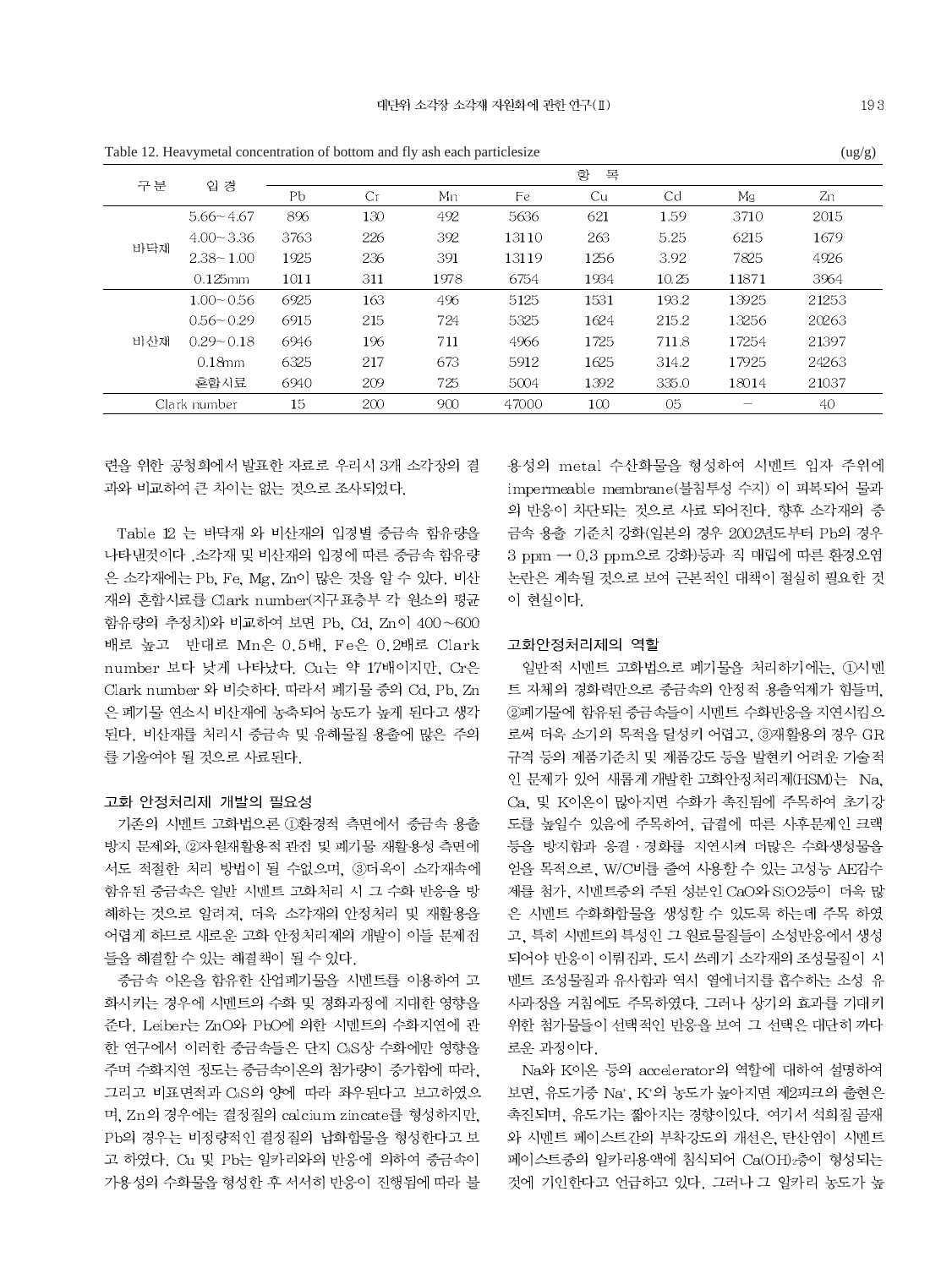Table 12. Heavymetal concentration of bottom and fly ash each particlesize (ug/g)

| 구분 | 입경 | 항목 | | | | | | | |
|---|---|---|---|---|---|---|---|---|---|
| | | Pb | Cr | Mn | Fe | Cu | Cd | Mg | Zn |
| 바닥재 | 5.66~4.67 | 896 | 130 | 492 | 5636 | 621 | 1.59 | 3710 | 2015 |
| | 4.00~3.36 | 3763 | 226 | 392 | 13110 | 263 | 5.25 | 6215 | 1679 |
| | 2.38~1.00 | 1925 | 236 | 391 | 13119 | 1256 | 3.92 | 7825 | 4926 |
| | 0.125mm | 1011 | 311 | 1978 | 6754 | 1934 | 10.25 | 11871 | 3964 |
| 비산재 | 1.00~0.56 | 6925 | 163 | 496 | 5125 | 1531 | 193.2 | 13925 | 21253 |
| | 0.56~0.29 | 6915 | 215 | 724 | 5325 | 1624 | 215.2 | 13256 | 20263 |
| | 0.29~0.18 | 6946 | 196 | 711 | 4966 | 1725 | 711.8 | 17254 | 21397 |
| | 0.18mm | 6325 | 217 | 673 | 5912 | 1625 | 314.2 | 17925 | 24263 |
| | 혼합시료 | 6940 | 209 | 725 | 5004 | 1392 | 335.0 | 18014 | 21037 |
| Clark number | | 15 | 200 | 900 | 47000 | 100 | 05 | – | 40 |

련을 위한 공청회에서 발표한 자료로 우리시 3개 소각장의 결과와 비교하여 큰 차이는 없는 것으로 조사되었다.

Table 12 는 바닥재 와 비산재의 입경별 중금속 함유량을 나타낸것이다 .소각재 및 비산재의 입경에 따른 중금속 함유량은 소각재에는 Pb, Fe, Mg, Zn이 많은 것을 알 수 있다. 비산재의 혼합시료를 Clark number(지구표층부 각 원소의 평균 함유량의 추정치)와 비교하여 보면 Pb, Cd, Zn이 400~600배로 높고 반대로 Mn은 0.5배, Fe은 0.2배로 Clark number 보다 낮게 나타났다. Cu는 약 17배이지만, Cr은 Clark number 와 비슷하다. 따라서 폐기물 중의 Cd, Pb, Zn은 폐기물 연소시 비산재에 농축되어 농도가 높게 된다고 생각된다. 비산재를 처리시 중금속 및 유해물질 용출에 많은 주의를 기울여야 될 것으로 사료된다.

### 고화 안정처리제 개발의 필요성

기존의 시멘트 고화법으론 ①환경적 측면에서 중금속 용출 방지 문제와, ②자원재활용적 관점 및 폐기물 재활용성 측면에서도 적절한 처리 방법이 될 수없으며, ③더욱이 소각재속에 함유된 중금속은 일반 시멘트 고화처리 시 그 수화 반응을 방해하는 것으로 알려져, 더욱 소각재의 안정처리 및 재활용을 어렵게 하므로 새로운 고화 안정처리제의 개발이 이들 문제점들을 해결할 수 있는 해결책이 될 수 있다.

중금속 이온을 함유한 산업폐기물을 시멘트를 이용하여 고화시키는 경우에 시멘트의 수화 및 경화과정에 지대한 영향을 준다. Leiber는 ZnO와 PbO에 의한 시멘트의 수화지연에 관한 연구에서 이러한 중금속들은 단지 $C_3S$상 수화에만 영향을 주며 수화지연 정도는 중금속이온의 첨가량이 증가함에 따라, 그리고 비표면적과 $C_3S$의 양에 따라 좌우된다고 보고하였으며, Zn의 경우에는 결정질의 calcium zincate를 형성하지만, Pb의 경우는 비정량적인 결정질의 납화합물을 형성한다고 보고 하였다. Cu 및 Pb는 알카리와의 반응에 의하여 중금속이 가용성의 수화물을 형성한 후 서서히 반응이 진행됨에 따라 불용성의 metal 수산화물을 형성하여 시멘트 입자 주위에 impermeable membrane(불침투성 수지) 이 피복되어 물과의 반응이 차단되는 것으로 사료 되어진다. 향후 소각재의 중금속 용출 기준치 강화(일본의 경우 2002년도부터 Pb의 경우 3 ppm → 0.3 ppm으로 강화)등과 직 매립에 따른 환경오염 논란은 계속될 것으로 보여 근본적인 대책이 절실히 필요한 것이 현실이다.

### 고화안정처리제의 역할

일반적 시멘트 고화법으로 폐기물을 처리하기에는, ①시멘트 자체의 경화력만으로 중금속의 안정적 용출억제가 힘들며, ②폐기물에 함유된 중금속들이 시멘트 수화반응을 지연시킴으로써 더욱 소기의 목적을 달성키 어렵고, ③재활용의 경우 GR규격 등의 제품기준치 및 제품강도 등을 발현키 어려운 기술적인 문제가 있어 새롭게 개발한 고화안정처리제(HSM)는 Na, Ca, 및 K이온이 많아지면 수화가 촉진됨에 주목하여 초기강도를 높일수 있음에 주목하여, 급결에 따른 사후문제인 크랙 등을 방지함과 응결 · 경화를 지연시켜 더많은 수화생성물을 얻을 목적으로, W/C비를 줄여 사용할 수 있는 고성능 AE감수제를 첨가, 시멘트중의 주된 성분인 CaO와 SiO2등이 더욱 많은 시멘트 수화화합물을 생성할 수 있도록 하는데 주목 하였고, 특히 시멘트의 특성인 그 원료물질들이 소성반응에서 생성되어야 반응이 이뤄짐과, 도시 쓰레기 소각재의 조성물질이 시멘트 조성물질과 유사함과 역시 열에너지를 흡수하는 소성 유사과정을 거침에도 주목하였다. 그러나 상기의 효과를 기대키 위한 첨가물들이 선택적인 반응을 보여 그 선택은 대단히 까다로운 과정이다.

Na와 K이온 등의 accelerator의 역할에 대하여 설명하여 보면, 유도기중 $Na^{+}$, $K^{+}$의 농도가 높아지면 제2피크의 출현은 촉진되며, 유도기는 짧아지는 경향이있다. 여기서 석회질 골재와 시멘트 페이스트간의 부착강도의 개선은, 탄산염이 시멘트 페이스트중의 알카리용액에 침식되어 $Ca(OH)_2$층이 형성되는 것에 기인한다고 언급하고 있다. 그러나 그 알카리 농도가 높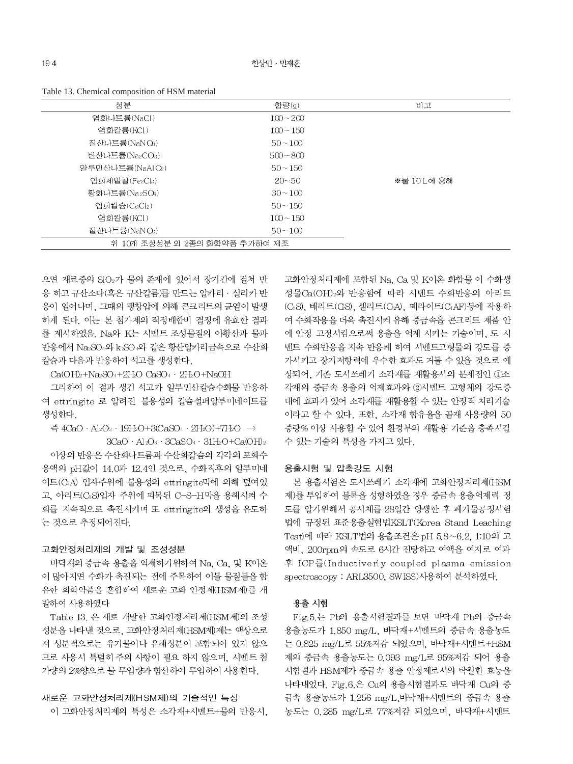Table 13. Chemical composition of HSM material

| 성분 | 함량(g) | 비고 |
|---|---|---|
| 염화나트륨(NaCl) | 100~200 | |
| 염화칼륨(KCl) | 100~150 | |
| 질산나트륨($NaNO_3$) | 50~100 | |
| 탄산나트륨($Na_2CO_3$) | 500~800 | |
| 알루민산나트륨($NaAlO_2$) | 50~150 | |
| 염화제일철($Fe_2Cl_3$) | 20~50 | ※물 10 L에 용해 |
| 황화나트륨($Na_2SO_4$) | 30~100 | |
| 염화칼슘($CaCl_2$) | 50~150 | |
| 염화칼륨(KCl) | 100~150 | |
| 질산나트륨($NaNO_3$) | 50~100 | |
| 위 10개 조성성분 외 2종의 화학약품 추가하여 제조 | | |

으면 재료중의 $SiO_2$가 물의 존재에 있어서 장기간에 걸쳐 반응 하고 규산소다(혹은 규산칼륨)를 만드는 알카리 · 실리카반응이 일어나며, 그때의 팽창압에 의해 콘크리트의 균열이 발생하게 된다. 이는 본 첨가제의 적정배합비 결정에 유효한 결과를 제시하였음. Na와 K는 시멘트 조성물질의 아황산과 물과 반응에서 $Na_2SO_4$와 $k_2SO_4$와 같은 황산알카리금속으로 수산화칼슘과 다음과 반응하여 석고를 생성한다.

$Ca(OH)_2+Na_2SO_4+2H_2O$ $CaSO_4 \cdot 2H_2O+NaOH$

그리하여 이 결과 생긴 석고가 알루민산칼슘수화물 반응하여 ettringite 로 알려진 불용성의 칼슘설퍼알루미네이트를 생성한다.

즉 $4CaO \cdot Al_2O_3 \cdot 19H_2O+3(CaSO_4 \cdot 2H_2O)+7H_2O \rightarrow 3CaO \cdot Al_2O_3 \cdot 3CaSO_4 \cdot 31H_2O+Ca(OH)_2$

이상의 반응은 수산화나트륨과 수산화칼슘의 각각의 포화수용액의 pH값이 14.0과 12.4인 것으로, 수화직후의 알루미네이트($C_3A$) 입자주위에 불용성의 ettringite막에 의해 덮여있고, 아리트($C_3S$)입자 주위에 피복된 C-S-H막을 용해시켜 수화를 지속적으로 촉진시키며 또 ettringite의 생성을 유도하는 것으로 추정되어진다.

### 고화안정처리제의 개발 및 조성성분

바닥재의 중금속 용출을 억제하기위하여 Na, Ca, 및 K이온이 많아지면 수화가 촉진되는 점에 주목하여 이들 물질들을 함유한 화학약품을 혼합하여 새로운 고화 안정제(HSM제)를 개발하여 사용하였다

Table 13. 은 새로 개발한 고화안정처리제(HSM제)의 조성성분을 나타낸 것으로, 고화안정처리제(HSM제)제는 액상으로서 성분적으로는 유기물이나 유해성분이 포함되어 있지 않으므로 사용시 특별히 주의 사항이 필요 하지 않으며, 시멘트 첨가량의 2%양으로 물 투입량과 합산하여 투입하여 사용한다.

### 새로운 고화안정처리제(HSM제)의 기술적인 특성

이 고화안정처리제의 특성은 소각재+시멘트+물의 반응시, 고화안정처리제에 포함된 Na, Ca 및 K이온 화합물 이 수화생성물$Ca(OH)_2$와 반응함에 따라 시멘트 수화반응의 아리트($C_3S$), 베리트($C_2S$), 셀리트($C_3A$), 페라이트($C_4AF$)등에 작용하여 수화작용을 더욱 촉진시켜 유해 중금속을 콘크리트 제품 안에 안정 고정시킴으로써 용출을 억제 시키는 기술이며, 또 시멘트 수화반응을 지속 반응케 하여 시멘트고형물의 강도를 증가시키고 장기저항력에 우수한 효과도 거둘 수 있을 것으로 예상되어, 기존 도시쓰레기 소각재를 재활용시의 문제점인 ①소각재의 중금속 용출의 억제효과와 ②시멘트 고형체의 강도증대에 효과가 있어 소각재를 재활용할 수 있는 안정적 처리기술이라고 할 수 있다. 또한, 소각재 함유율을 골재 사용량의 50 중량% 이상 사용할 수 있어 환경부의 재활용 기준을 충족시킬 수 있는 기술의 특성을 가지고 있다.

### 용출시험 및 압축강도 시험

본 용출시험은 도시쓰레기 소각재에 고화안정처리제(HSM제)를 투입하여 블록을 성형하였을 경우 중금속 용출억제력 정도를 알기위해서 공시체를 28일간 양생한 후 폐기물공정시험법에 규정된 표준용출실험법KSLT(Korea Stand Leaching Test)에 따라 KSLT법의 용출조건은 pH 5.8~6.2, 1:10의 고액비, 200rpm의 속도로 6시간 진탕하고 여액을 여지로 여과 후 ICP를(Inductiverly coupled plasma emission spectroscopy : ARL3500, SWISS)사용하여 분석하였다.

#### 용출 시험

Fig.5.는 Pb의 용출시험결과를 보면 바닥재 Pb의 중금속 용출농도가 1,850 mg/L, 바닥재+시멘트의 중금속 용출농도는 0.825 mg/L로 55%저감 되었으며, 바닥재+시멘트+HSM제의 중금속 용출농도는 0.093 mg/L로 95%저감 되어 용출시험결과 HSM제가 중금속 용출 안정제로서의 탁월한 효능을 나타내었다. Fig.6.은 Cu의 용출시험결과도 바닥재 Cu의 중금속 용출농도가 1,256 mg/L,바닥재+시멘트의 중금속 용출농도는 0.285 mg/L로 77%저감 되었으며, 바닥재+시멘트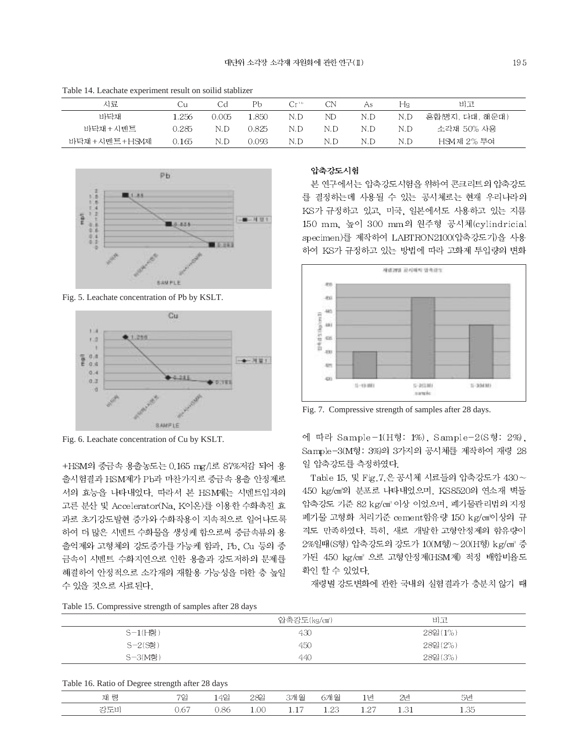Table 14. Leachate experiment result on soilid stablizer

| 시료 | Cu | Cd | Pb | $Cr^{6+}$ | CN | As | Hg | 비고 |
|---|---|---|---|---|---|---|---|---|
| 바닥재 | 1.256 | 0.005 | 1.850 | N.D | ND | N.D | N.D | 혼합(명지, 다대, 해운대) |
| 바닥재+시멘트 | 0.285 | N.D | 0.825 | N.D | N.D | N.D | N.D | 소각재 50% 사용 |
| 바닥재+시멘트+HSM제 | 0.165 | N.D | 0.093 | N.D | N.D | N.D | N.D | HSM제 2% 투여 |

Fig. 5. Leachate concentration of Pb by KSLT.

Fig. 6. Leachate concentration of Cu by KSLT.

+HSM의 중금속 용출농도는 0.165 mg/l로 87%저감 되어 용출시험결과 HSM제가 Pb과 마찬가지로 중금속 용출 안정제로서의 효능을 나타내었다. 따라서 본 HSM제는 시멘트입자의 고른 분산 및 Accelerator(Na, K이온)를 이용한 수화촉진 효과로 초기강도발현 증가와 수화작용이 지속적으로 일어나도록 하여 더 많은 시멘트 수화물을 생성케 함으로써 중금속류의 용출억제와 고형체의 강도증가를 가능케 함과, Pb, Cu 등의 중금속이 시멘트 수화지연으로 인한 용출과 강도저하의 문제를 해결하여 안정적으로 소각재의 재활용 가능성을 더한 층 높일 수 있을 것으로 사료된다.

### 압축강도시험

본 연구에서는 압축강도시험을 위하여 콘크리트의 압축강도를 결정하는데 사용될 수 있는 공시체로는 현재 우리나라의 KS가 규정하고 있고, 미국, 일본에서도 사용하고 있는 지름 150 mm, 높이 300 mm의 원주형 공시체(cylindricial specimen)를 제작하여 LABTRON2100(압축강도기)을 사용하여 KS가 규정하고 있는 방법에 따라 고화제 투입량의 변화

Fig. 7. Compressive strength of samples after 28 days.

에 따라 Sample−1(H형: 1%), Sample−2(S형: 2%), Sample−3(M형: 3%)의 3가지의 공시체를 제작하여 재령 28일 압축강도를 측정하였다.

Table 15. 및 Fig.7.은 공시체 시료들의 압축강도가 430~450 kg/㎠의 분포로 나타내었으며, KS8520의 연소재 벽돌 압축강도 기준 82 kg/㎠ 이상 이었으며, 폐기물관리법의 지정 폐기물 고형화 처리기준 cement함유량 150 kg/㎠이상의 규격도 만족하였다. 특히, 새로 개발한 고형안정제의 함유량이 2%일때(S형) 압축강도의 강도가 10(M형)~20(H형) kg/㎠ 증가된 450 kg/㎠ 으로 고형안정제(HSM제) 적정 배합비율도 확인 할 수 있었다.

재령별 강도변화에 관한 국내의 실험결과가 충분치 않기 때

Table 15. Compressive strength of samples after 28 days

| | 압축강도(kg/㎠) | 비고 |
|---|---|---|
| S−1(H형) | 430 | 28일(1%) |
| S−2(S형) | 450 | 28일(2%) |
| S−3(M형) | 440 | 28일(3%) |

Table 16. Ratio of Degree strength after 28 days

| 재 령 | 7일 | 14일 | 28일 | 3개월 | 6개월 | 1년 | 2년 | 5년 |
|---|---|---|---|---|---|---|---|---|
| 강도비 | 0.67 | 0.86 | 1.00 | 1.17 | 1.23 | 1.27 | 1.31 | 1.35 |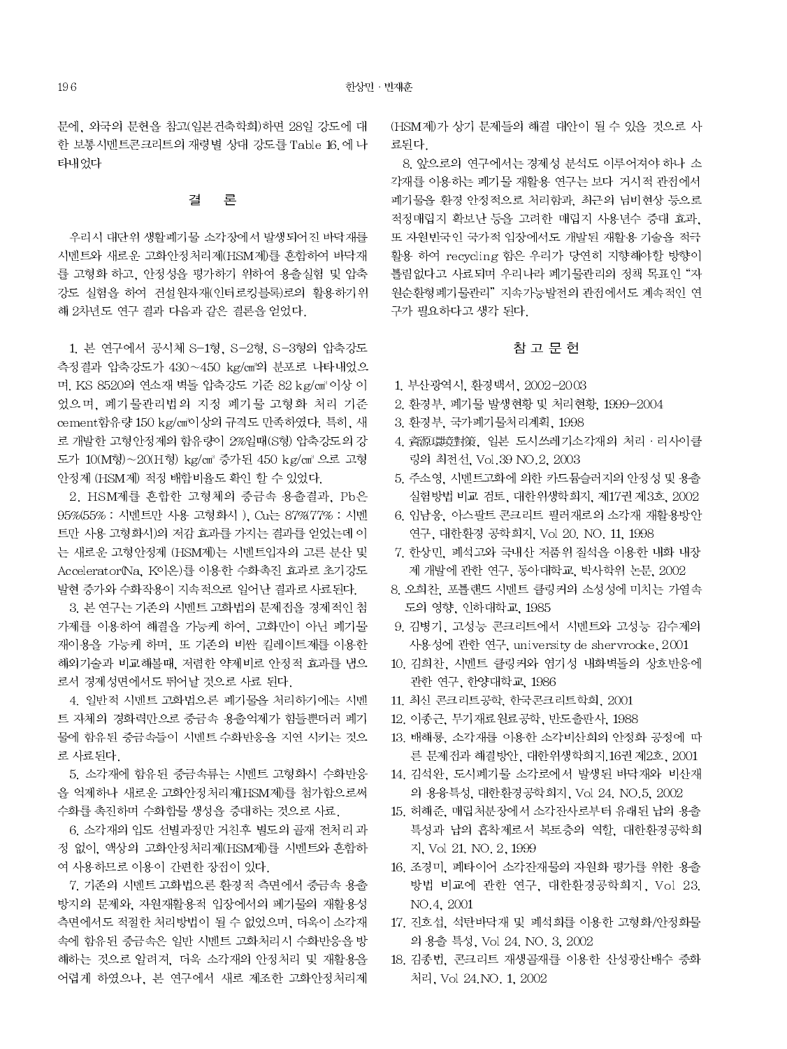문에, 외국의 문헌을 참고(일본건축학회)하면 28일 강도에 대한 보통시멘트콘크리트의 재령별 상대 강도를 Table 16.에 나타내었다

## 결 론

우리시 대단위 생활폐기물 소각장에서 발생되어진 바닥재를 시멘트와 새로운 고화안정처리제(HSM제)를 혼합하여 바닥재를 고형화 하고, 안정성을 평가하기 위하여 용출실험 및 압축강도 실험을 하여 건설원자재(인터로킹블록)로의 활용하기위해 2차년도 연구 결과 다음과 같은 결론을 얻었다.

1. 본 연구에서 공시체 S-1형, S-2형, S-3형의 압축강도 측정결과 압축강도가 430~450 kg/㎠의 분포로 나타내었으며, KS 8520의 연소재 벽돌 압축강도 기준 82 kg/㎠ 이상 이었으며, 폐기물관리법의 지정 폐기물 고형화 처리 기준 cement함유량 150 kg/㎠이상의 규격도 만족하였다. 특히, 새로 개발한 고형안정제의 함유량이 2%일때(S형) 압축강도의 강도가 10(M형)~20(H형) kg/㎠ 증가된 450 kg/㎠ 으로 고형안정제 (HSM제) 적정 배합비율도 확인 할 수 있었다.

2. HSM제를 혼합한 고형체의 중금속 용출결과, Pb은 95%(55% : 시멘트만 사용 고형화시 ), Cu는 87%(77% : 시멘트만 사용 고형화시)의 저감 효과를 가지는 결과를 얻었는데 이는 새로운 고형안정제 (HSM제)는 시멘트입자의 고른 분산 및 Accelerator(Na, K이온)를 이용한 수화촉진 효과로 초기강도 발현 증가와 수화작용이 지속적으로 일어난 결과로 사료된다.

3. 본 연구는 기존의 시멘트 고화법의 문제점을 경제적인 첨가제를 이용하여 해결을 가능케 하여, 고화만이 아닌 폐기물 재이용을 가능케 하며, 또 기존의 비싼 킬레이트제를 이용한 해외기술과 비교해볼때, 저렴한 약제비로 안정적 효과를 냄으로서 경제성면에서도 뛰어날 것으로 사료 된다.

4. 일반적 시멘트 고화법으론 폐기물을 처리하기에는 시멘트 자체의 경화력만으론 중금속 용출억제가 힘들뿐더러 폐기물에 함유된 중금속들이 시멘트 수화반응을 지연 시키는 것으로 사료된다.

5. 소각재에 함유된 중금속류는 시멘트 고형화시 수화반응을 억제하나 새로운 고화안정처리제(HSM제)를 첨가함으로써 수화를 촉진하며 수화합물 생성을 증대하는 것으로 사료.

6. 소각재의 입도 선별과정만 거친후 별도의 골재 전처리 과정 없이, 액상의 고화안정처리제(HSM제)를 시멘트와 혼합하여 사용하므로 이용이 간편한 장점이 있다.

7. 기존의 시멘트 고화법으론 환경적 측면에서 중금속 용출 방지의 문제와, 자원재활용적 입장에서의 폐기물의 재활용성 측면에서도 적절한 처리방법이 될 수 없었으며, 더욱이 소각재 속에 함유된 중금속은 일반 시멘트 고화처리시 수화반응을 방해하는 것으로 알려져, 더욱 소각재의 안정처리 및 재활용을 어렵게 하였으나, 본 연구에서 새로 제조한 고화안정처리제(HSM제)가 상기 문제들의 해결 대안이 될 수 있을 것으로 사료된다.

8. 앞으로의 연구에서는 경제성 분석도 이루어져야 하나 소각재를 이용하는 폐기물 재활용 연구는 보다 거시적 관점에서 폐기물을 환경 안정적으로 처리함과, 최근의 님비현상 등으로 적정매립지 확보난 등을 고려한 매립지 사용년수 증대 효과, 또 자원빈국인 국가적 입장에서도 개발된 재활용 기술을 적극 활용 하여 recycling 함은 우리가 당연히 지향해야할 방향이 틀림없다고 사료되며 우리나라 폐기물관리의 정책 목표인 "자원순환형폐기물관리" 지속가능발전의 관점에서도 계속적인 연구가 필요하다고 생각 된다.

## 참 고 문 헌

1. 부산광역시, 환경백서, 2002-2003
2. 환경부, 폐기물 발생현황 및 처리현황, 1999-2004
3. 환경부, 국가폐기물처리계획, 1998
4. 資源環境對策, 일본 도시쓰레기소각재의 처리 · 리사이클링의 최전선, Vol.39 NO.2, 2003
5. 주소영, 시멘트고화에 의한 카드뮴슬러지의 안정성 및 용출 실험방법 비교 검토, 대한위생학회지, 제17권 제3호, 2002
6. 임남웅, 아스팔트 콘크리트 필러재로의 소각재 재활용방안 연구, 대한환경 공학회지, Vol 20. NO. 11, 1998
7. 한상민, 폐석고와 국내산 저품위 질석을 이용한 내화 내장제 개발에 관한 연구, 동아대학교, 박사학위 논문, 2002
8. 오희찬, 포틀랜드 시멘트 클링커의 소성성에 미치는 가열속도의 영향, 인하대학교, 1985
9. 김병기, 고성능 콘크리트에서 시멘트와 고성능 감수제의 사용성에 관한 연구, university de shervrooke, 2001
10. 김희찬, 시멘트 클링커와 염기성 내화벽돌의 상호반응에 관한 연구, 한양대학교, 1986
11. 최신 콘크리트공학, 한국콘크리트학회, 2001
12. 이종근, 무기재료원료공학, 반도출판사, 1988
13. 배해룡, 소각재를 이용한 소각비산회의 안정화 공정에 따른 문제점과 해결방안, 대한위생학회지.16권 제2호, 2001
14. 김석완, 도시폐기물 소각로에서 발생된 바닥재와 비산재의 용융특성, 대한환경공학회지, Vol 24. NO.5, 2002
15. 허해준, 매립처분장에서 소각잔사로부터 유래된 납의 용출특성과 납의 흡착제로서 복토층의 역할, 대한환경공학회지, Vol 21. NO. 2, 1999
16. 조경미, 폐타이어 소각잔재물의 자원화 평가를 위한 용출방법 비교에 관한 연구, 대한환경공학회지, Vol 23. NO.4, 2001
17. 진호섭, 석탄바닥재 및 폐석회를 이용한 고형화/안정화물의 용출 특성, Vol 24. NO. 3, 2002
18. 김종범, 콘크리트 재생골재를 이용한 산성광산배수 중화처리, Vol 24.NO. 1, 2002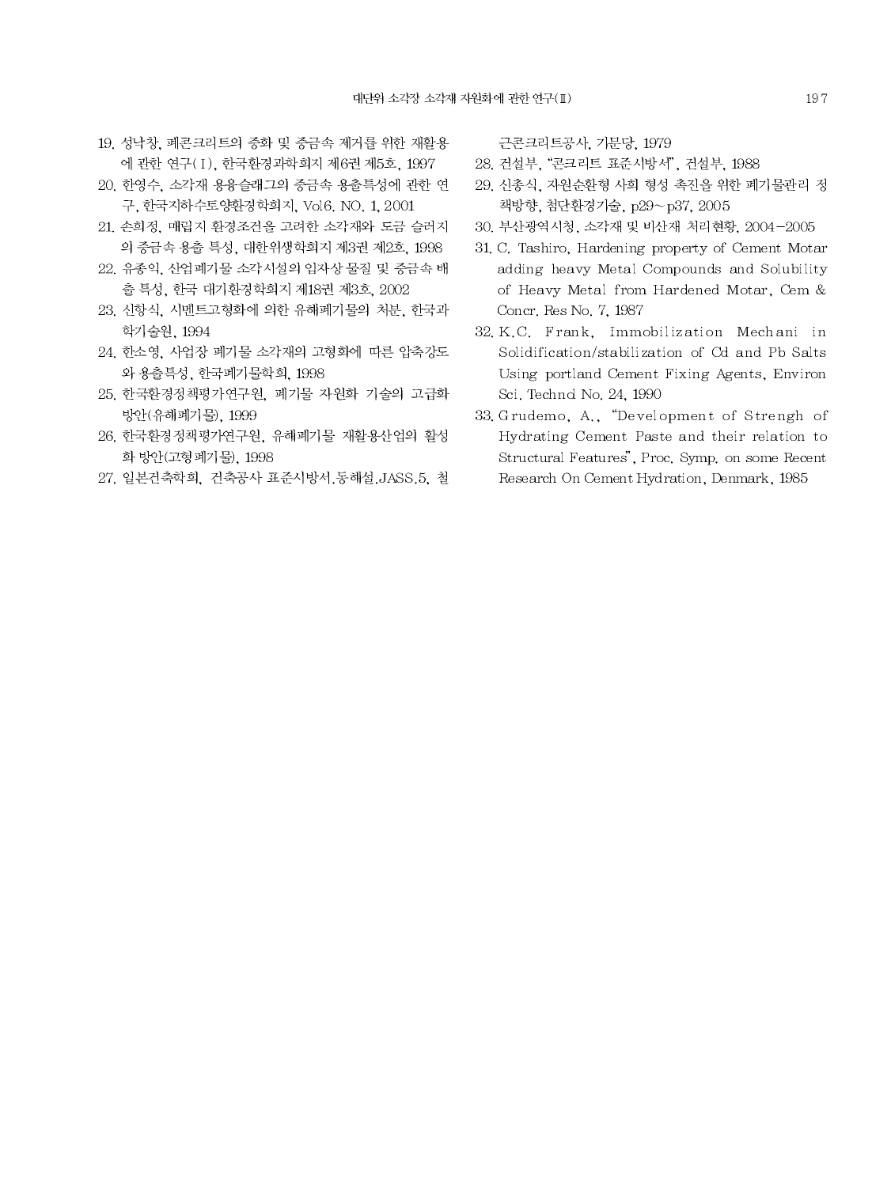19. 성낙창, 폐콘크리트의 중화 및 중금속 제거를 위한 재활용에 관한 연구(I), 한국환경과학회지 제6권 제5호, 1997
20. 한영수, 소각재 용융슬래그의 중금속 용출특성에 관한 연구, 한국지하수토양환경학회지, Vol6. NO. 1, 2001
21. 손희정, 매립지 환경조건을 고려한 소각재와 도금 슬러지의 중금속 용출 특성, 대한위생학회지 제3권 제2호, 1998
22. 유종익, 산업폐기물 소각시설의 입자상 물질 및 중금속 배출 특성, 한국 대기환경학회지 제18권 제3호, 2002
23. 신항식, 시멘트고형화에 의한 유해폐기물의 처분, 한국과학기술원, 1994
24. 한소영, 사업장 폐기물 소각재의 고형화에 따른 압축강도와 용출특성, 한국폐기물학회, 1998
25. 한국환경정책평가연구원, 폐기물 자원화 기술의 고급화 방안(유해폐기물), 1999
26. 한국환경정책평가연구원, 유해폐기물 재활용산업의 활성화 방안(고형폐기물), 1998
27. 일본건축학회, 건축공사 표준시방서.동해설.JASS.5, 철근콘크리트공사, 기문당, 1979
28. 건설부, "콘크리트 표준시방서", 건설부, 1988
29. 신충식, 자원순환형 사회 형성 촉진을 위한 폐기물관리 정책방향, 첨단환경기술, p29~p37, 2005
30. 부산광역시청, 소각재 및 비산재 처리현황, 2004-2005
31. C. Tashiro, Hardening property of Cement Motar adding heavy Metal Compounds and Solubility of Heavy Metal from Hardened Motar, Cem & Concr. Res No. 7, 1987
32. K.C. Frank, Immobilization Mechani in Solidification/stabilization of Cd and Pb Salts Using portland Cement Fixing Agents, Environ Sci. Technd No. 24, 1990
33. Grudemo, A., "Development of Strengh of Hydrating Cement Paste and their relation to Structural Features", Proc. Symp. on some Recent Research On Cement Hydration, Denmark, 1985